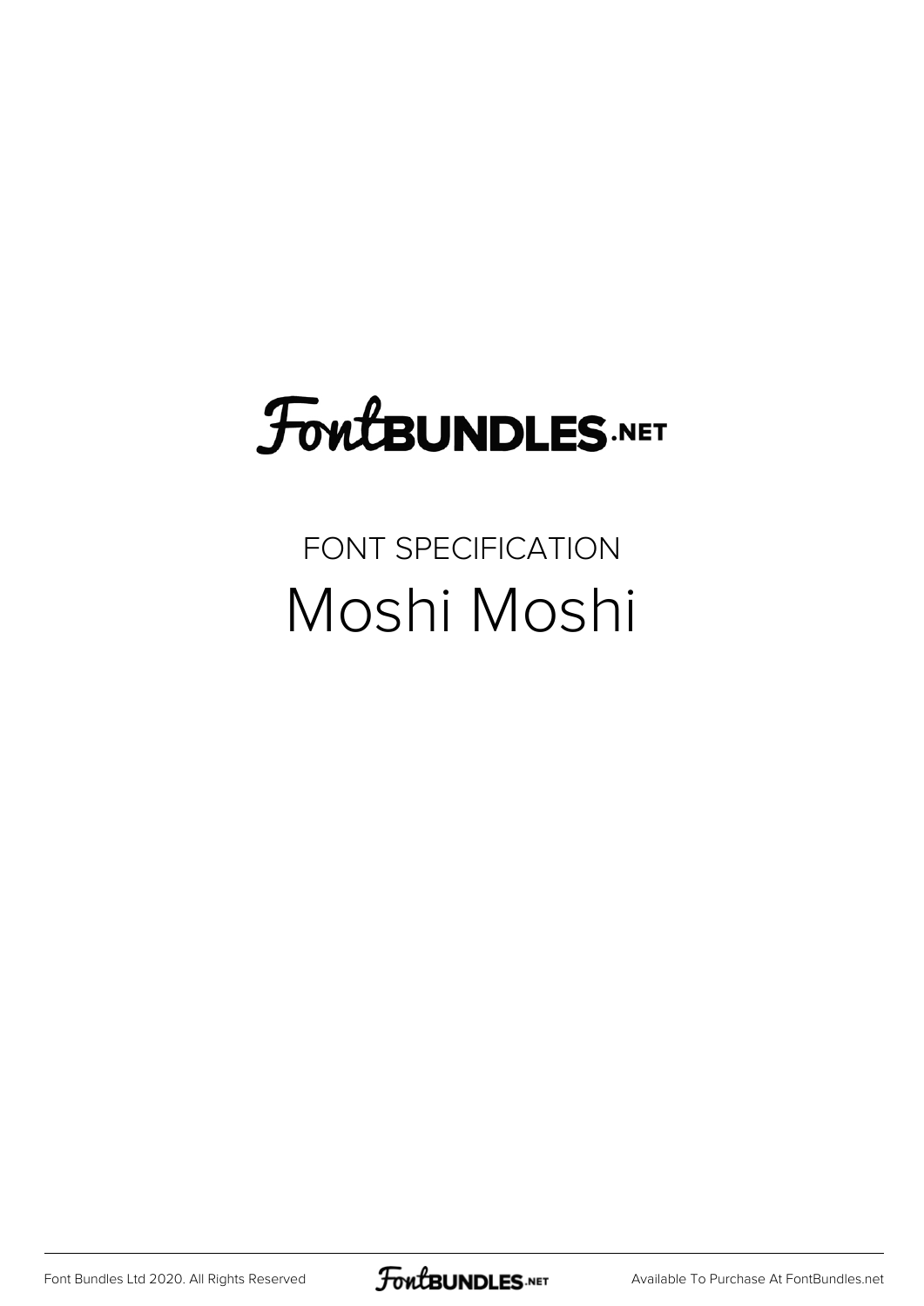# FontBUNDLES.NET

## FONT SPECIFICATION

# Moshi Moshi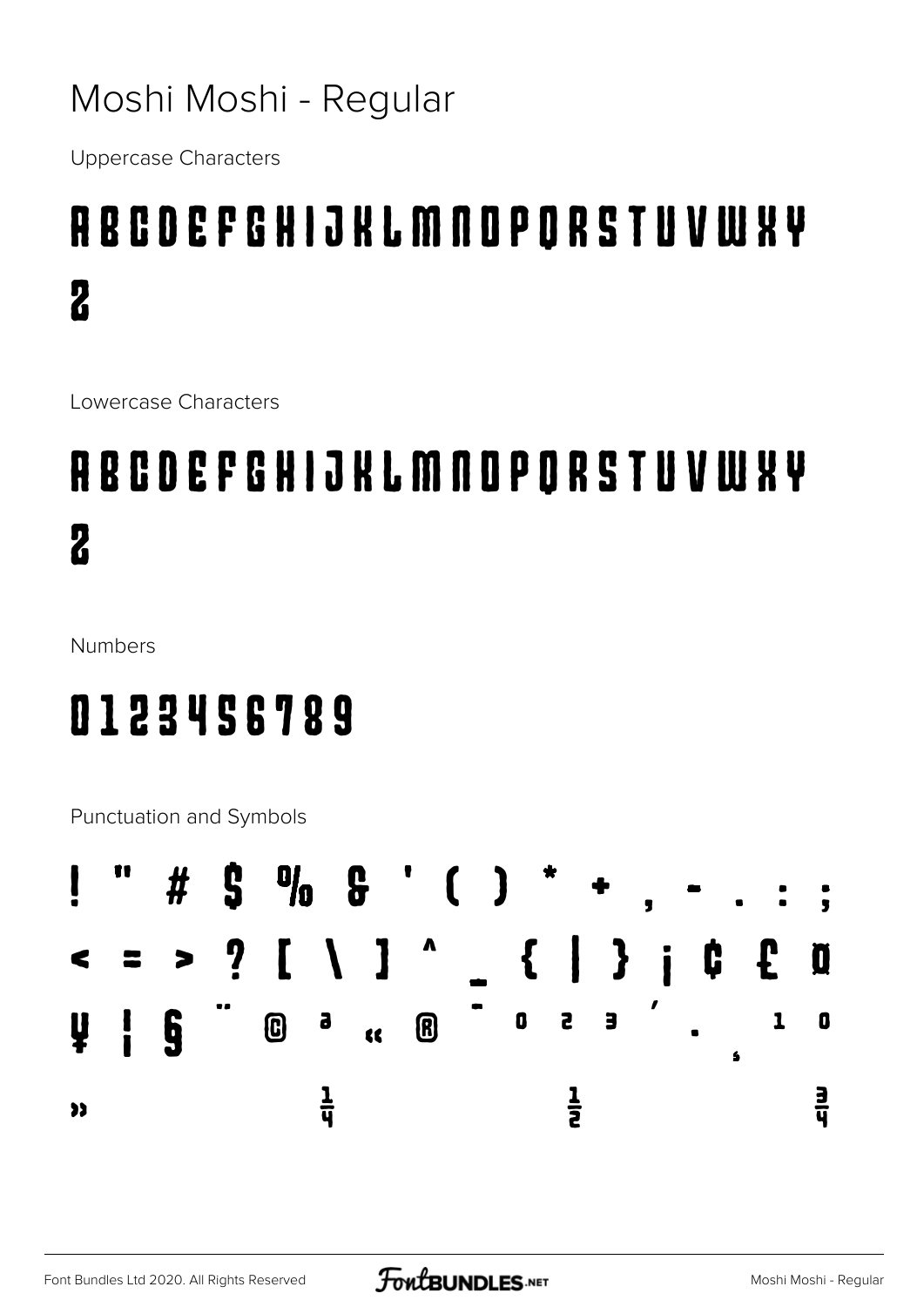# Moshi Moshi - Regular

Uppercase Characters

## A B C D E F G H I J K L M N O P Q R S T U V W X Y Z

Lowercase Characters

## A B C D E F G H I J K L M N O P Q R S T U V W X Y Z

Numbers

## 0 1 2 3 4 5 6 7 8 9

Punctuation and Symbols

## ! " # $ % & ' ( ) * + , - . : ;

## < = > ? [ \ ] ^ _ { | } ¡ ¢ £ ¤

## ¥ ¦ § ¨ © ª « ® ¯ ° ² ³ ´ · ¸ ¹ º

## » ¼ ½ ¾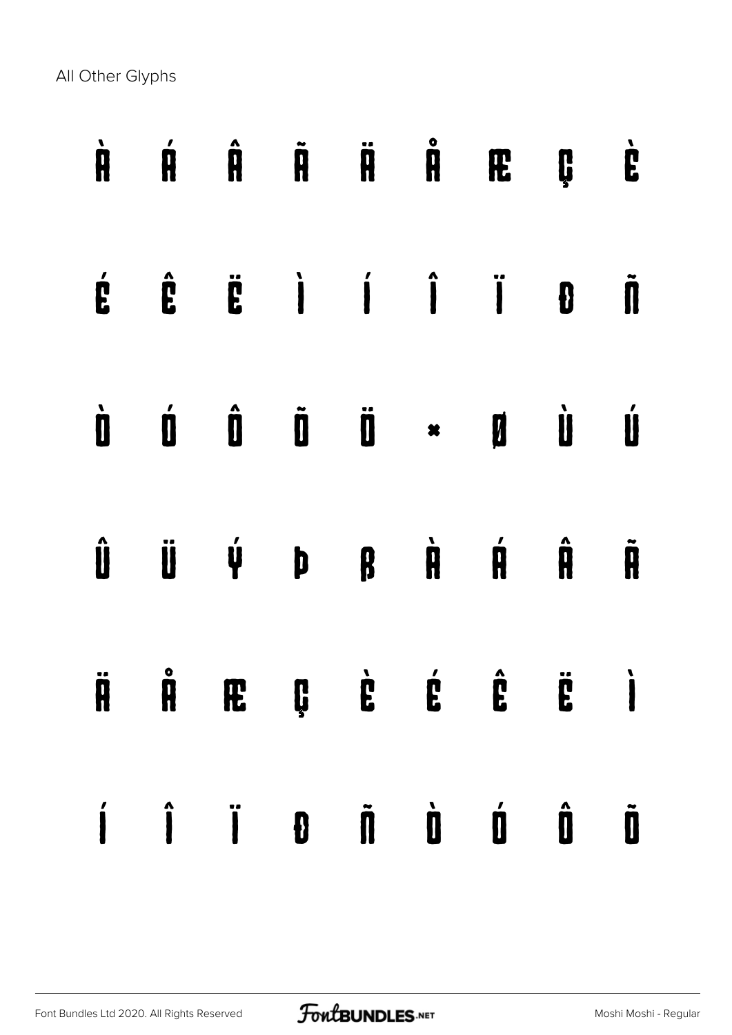All Other Glyphs

À Á Â Ã Ä Å Æ Ç È

É Ê Ë Ì Í Î Ï Ð Ñ

Ò Ó Ô Õ Ö × Ø Ù Ú

Û Ü Ý Þ ß à á â ã

ä å æ ç è é ê ë ì

í î ï ð ñ ò ó ô õ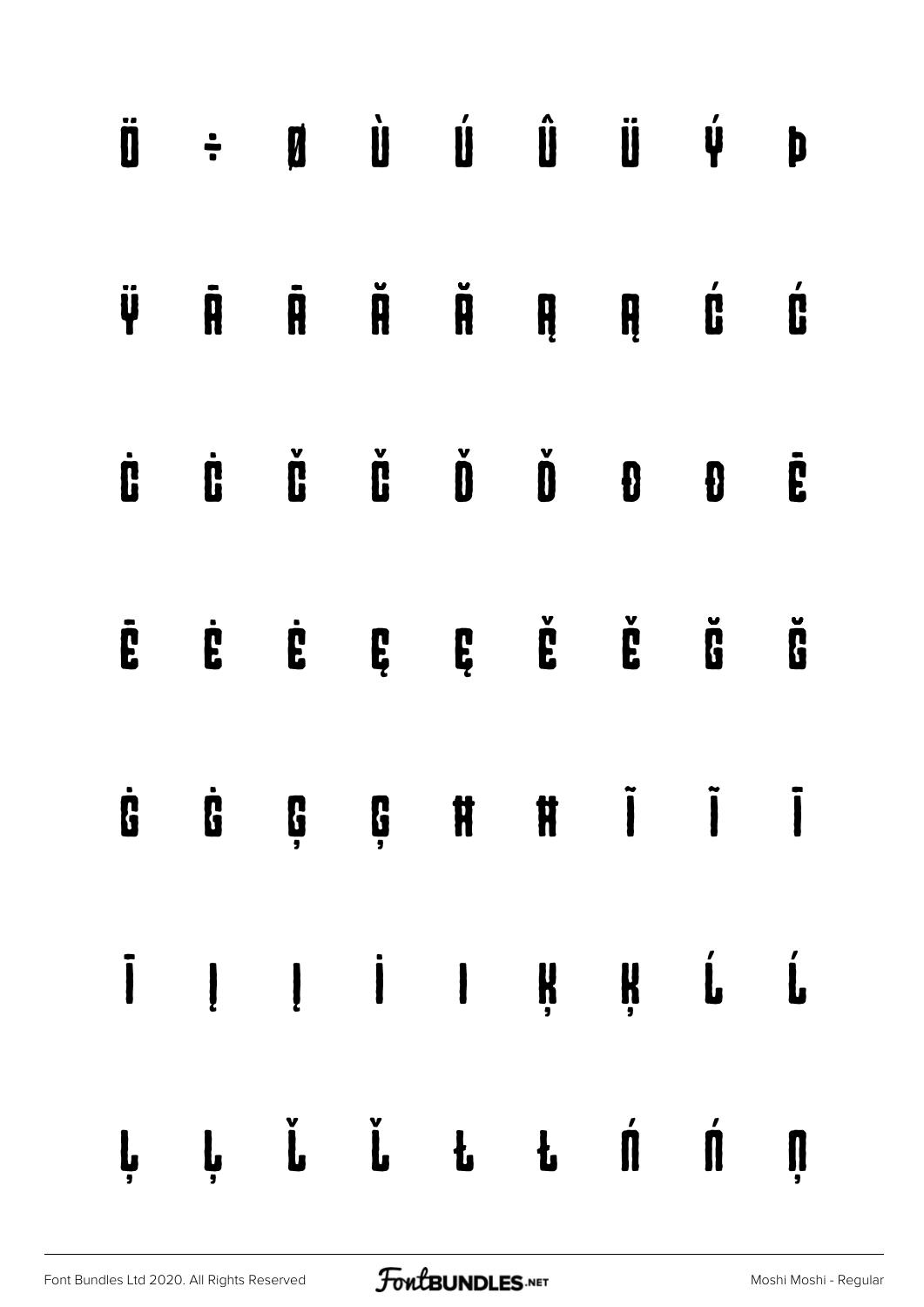Ö ÷ Ø Ù Ú Û Ü Ý Þ

Ÿ Ā ā Ă ă Ą ą Ć ć

Ċ ċ Č č Ď ď Đ đ Ē

ē Ė ė Ę ę Ě ě Ğ ğ

Ġ ġ Ģ ģ Ħ ħ Ĩ ĩ Ī

ī Į į İ ı Ķ ķ Ĺ ĺ

Ļ ļ Ľ ľ Ł ł Ń ń Ņ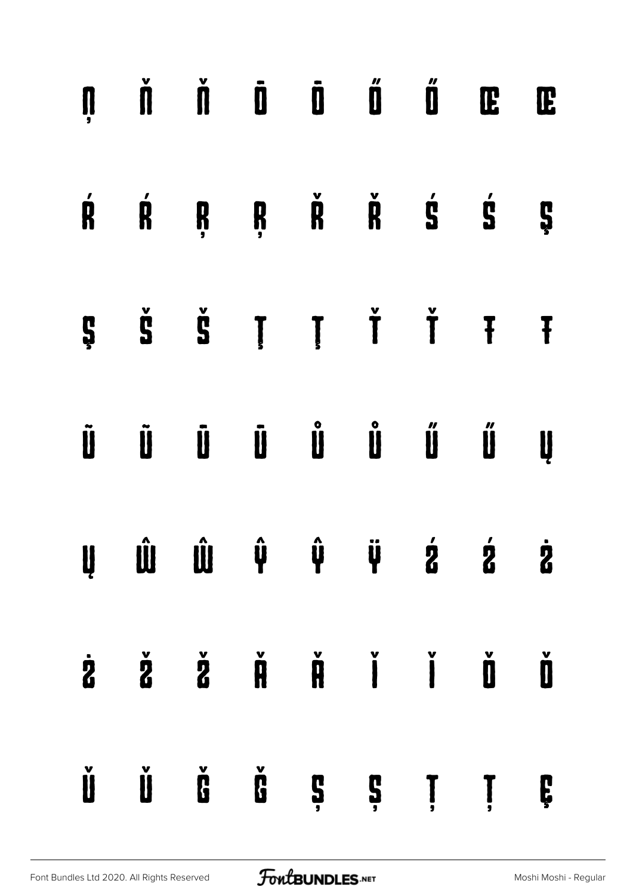ņ ň ň ō ō ő ő œ œ

ŕ ŕ ŗ ŗ ř ř ś ś ş

ş š š ţ ţ ť ť ŧ ŧ

ũ ũ ū ū ů ů ű ű ų

ų ŵ ŵ ŷ ŷ ÿ ź ź ż

ż ž ž ǎ ǎ ǐ ǐ ǒ ǒ

ǔ ǔ ǧ ǧ ș ș ț ț ȩ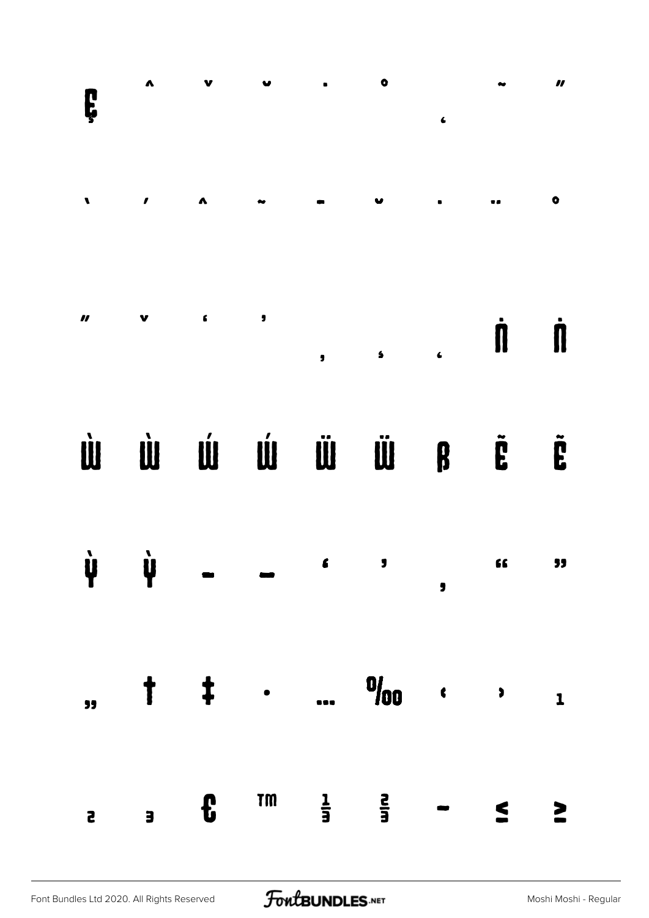Ę ˆ ˇ ˘ ˙ ˚ ˛ ˜ ˝

̀ ́ ̂ ̃ ̄ ̆ ̇ ̈ ̊

̋ ̌ ̒ ̓ ̦ ̧ ̨ Ṅ ṅ

Ẁ ẁ Ẃ ẃ Ẅ ẅ ẞ Ẽ ẽ

Ỳ ỳ – — ‘ ’ ‚ “ ”

„ † ‡ • … ‰ ‹ › ¹

² ³ € ™ ⅓ ⅔ − ≤ ≥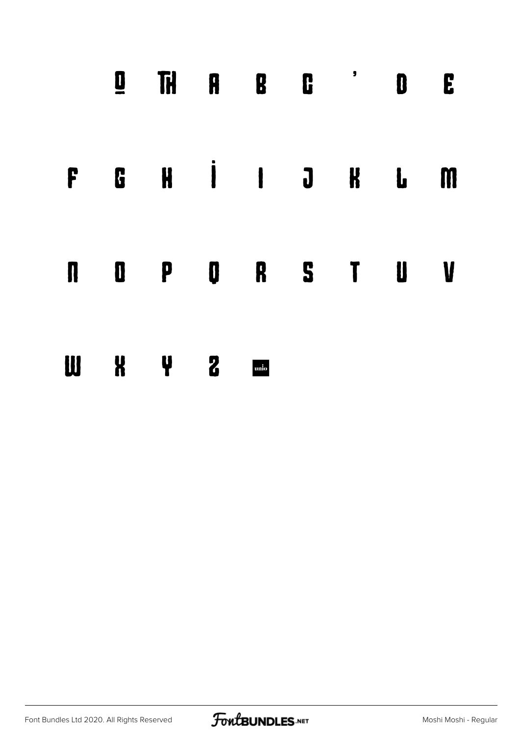º TH A B C ' D E

F G H İ I J K L M

N O P Q R S T U V

W X Y Z